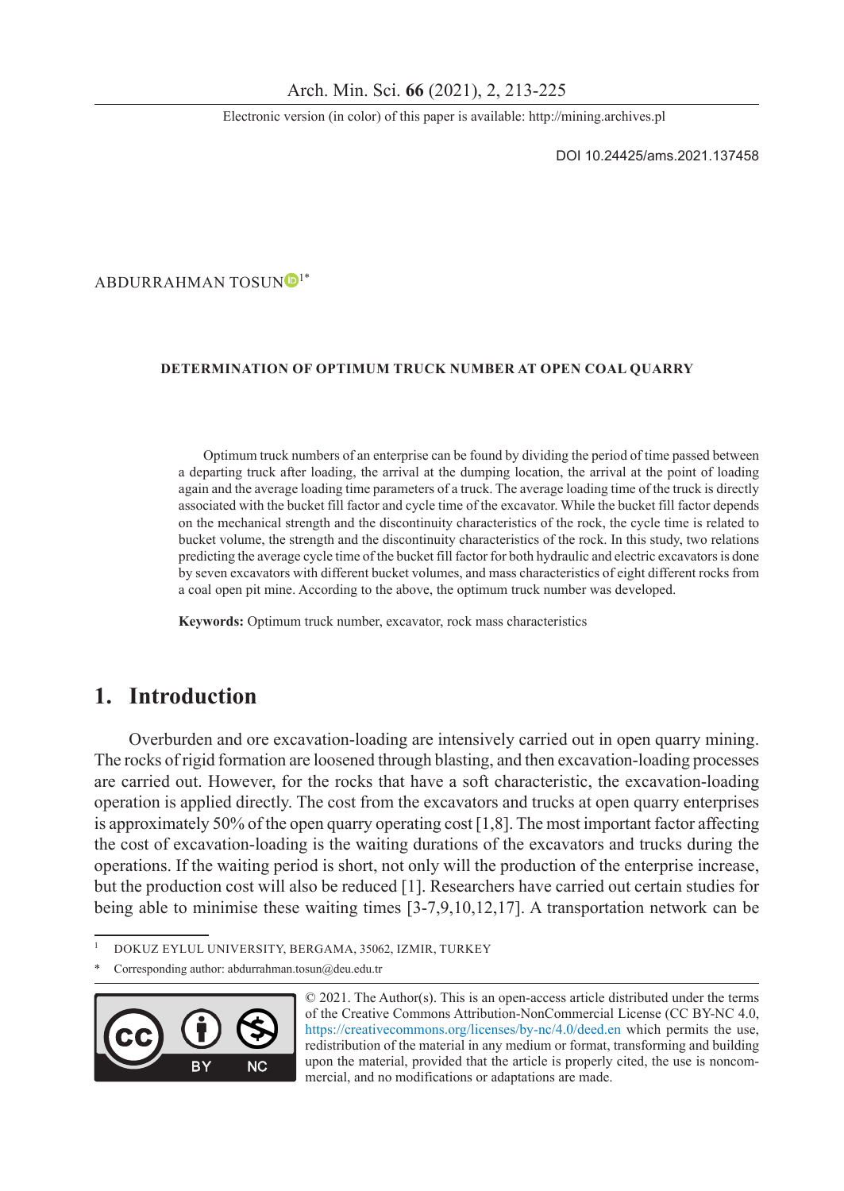DOI 10.24425/ams.2021.137458

ABDURRAHMAN TOSUN[1*]

**DETERMINATION OF OPTIMUM TRUCK NUMBER AT OPEN COAL QUARRY**

Optimum truck numbers of an enterprise can be found by dividing the period of time passed between a departing truck after loading, the arrival at the dumping location, the arrival at the point of loading again and the average loading time parameters of a truck. The average loading time of the truck is directly associated with the bucket fill factor and cycle time of the excavator. While the bucket fill factor depends on the mechanical strength and the discontinuity characteristics of the rock, the cycle time is related to bucket volume, the strength and the discontinuity characteristics of the rock. In this study, two relations predicting the average cycle time of the bucket fill factor for both hydraulic and electric excavators is done by seven excavators with different bucket volumes, and mass characteristics of eight different rocks from a coal open pit mine. According to the above, the optimum truck number was developed.

**Keywords:** Optimum truck number, excavator, rock mass characteristics

# 1. Introduction

Overburden and ore excavation-loading are intensively carried out in open quarry mining. The rocks of rigid formation are loosened through blasting, and then excavation-loading processes are carried out. However, for the rocks that have a soft characteristic, the excavation-loading operation is applied directly. The cost from the excavators and trucks at open quarry enterprises is approximately 50% of the open quarry operating cost [1,8]. The most important factor affecting the cost of excavation-loading is the waiting durations of the excavators and trucks during the operations. If the waiting period is short, not only will the production of the enterprise increase, but the production cost will also be reduced [1]. Researchers have carried out certain studies for being able to minimise these waiting times [3-7,9,10,12,17]. A transportation network can be

---

[1] DOKUZ EYLUL UNIVERSITY, BERGAMA, 35062, IZMIR, TURKEY

[*] Corresponding author: abdurrahman.tosun@deu.edu.tr

© 2021. The Author(s). This is an open-access article distributed under the terms of the Creative Commons Attribution-NonCommercial License (CC BY-NC 4.0, https://creativecommons.org/licenses/by-nc/4.0/deed.en which permits the use, redistribution of the material in any medium or format, transforming and building upon the material, provided that the article is properly cited, the use is noncommercial, and no modifications or adaptations are made.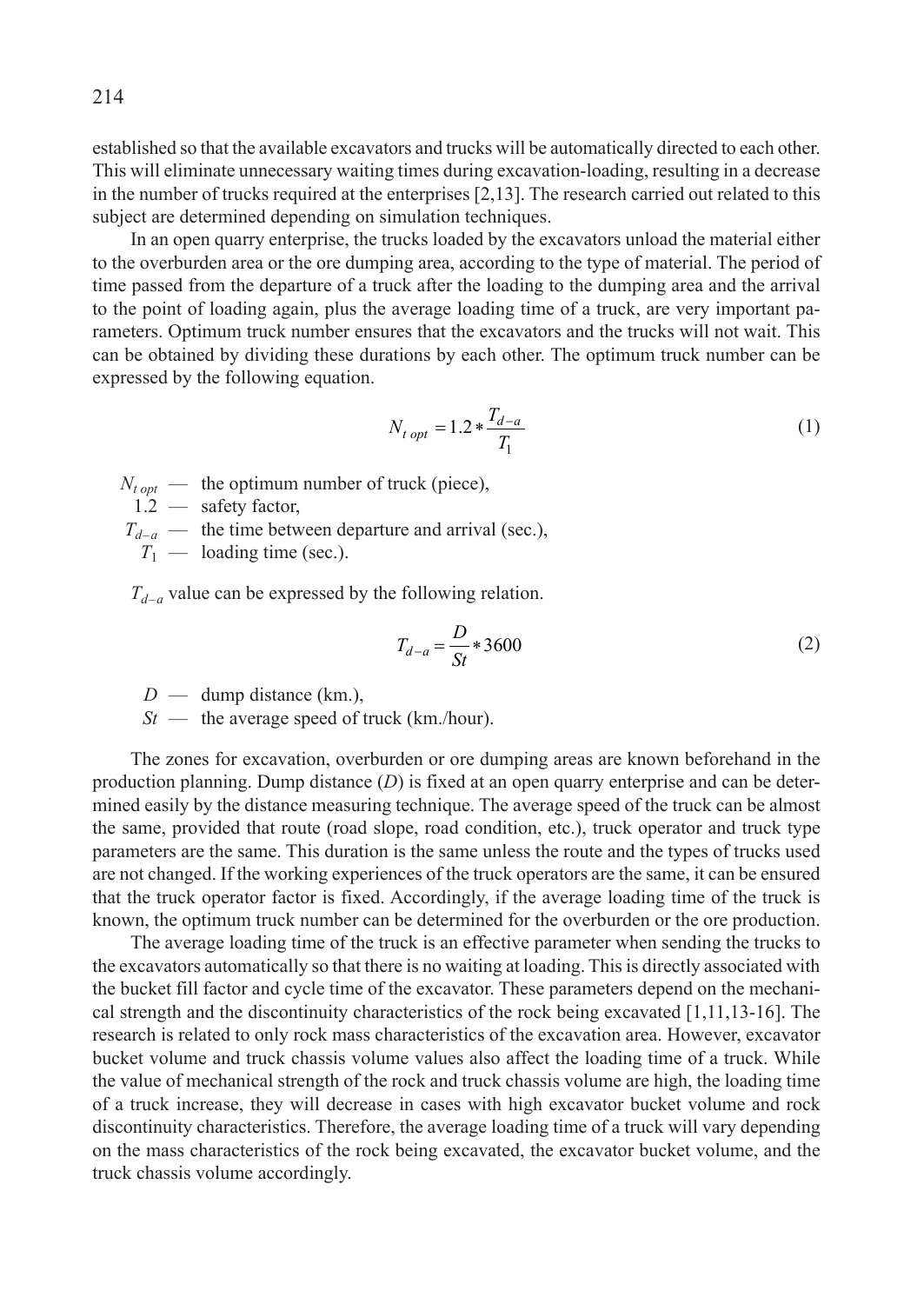established so that the available excavators and trucks will be automatically directed to each other. This will eliminate unnecessary waiting times during excavation-loading, resulting in a decrease in the number of trucks required at the enterprises [2,13]. The research carried out related to this subject are determined depending on simulation techniques.

In an open quarry enterprise, the trucks loaded by the excavators unload the material either to the overburden area or the ore dumping area, according to the type of material. The period of time passed from the departure of a truck after the loading to the dumping area and the arrival to the point of loading again, plus the average loading time of a truck, are very important parameters. Optimum truck number ensures that the excavators and the trucks will not wait. This can be obtained by dividing these durations by each other. The optimum truck number can be expressed by the following equation.

$$N_{t\ opt} = 1.2 * \frac{T_{d-a}}{T_1} \tag{1}$$

$N_{t\ opt}$ — the optimum number of truck (piece),
1.2 — safety factor,
$T_{d-a}$ — the time between departure and arrival (sec.),
$T_1$ — loading time (sec.).

$T_{d-a}$ value can be expressed by the following relation.

$$T_{d-a} = \frac{D}{St} * 3600 \tag{2}$$

$D$ — dump distance (km.),
$St$ — the average speed of truck (km./hour).

The zones for excavation, overburden or ore dumping areas are known beforehand in the production planning. Dump distance ($D$) is fixed at an open quarry enterprise and can be determined easily by the distance measuring technique. The average speed of the truck can be almost the same, provided that route (road slope, road condition, etc.), truck operator and truck type parameters are the same. This duration is the same unless the route and the types of trucks used are not changed. If the working experiences of the truck operators are the same, it can be ensured that the truck operator factor is fixed. Accordingly, if the average loading time of the truck is known, the optimum truck number can be determined for the overburden or the ore production.

The average loading time of the truck is an effective parameter when sending the trucks to the excavators automatically so that there is no waiting at loading. This is directly associated with the bucket fill factor and cycle time of the excavator. These parameters depend on the mechanical strength and the discontinuity characteristics of the rock being excavated [1,11,13-16]. The research is related to only rock mass characteristics of the excavation area. However, excavator bucket volume and truck chassis volume values also affect the loading time of a truck. While the value of mechanical strength of the rock and truck chassis volume are high, the loading time of a truck increase, they will decrease in cases with high excavator bucket volume and rock discontinuity characteristics. Therefore, the average loading time of a truck will vary depending on the mass characteristics of the rock being excavated, the excavator bucket volume, and the truck chassis volume accordingly.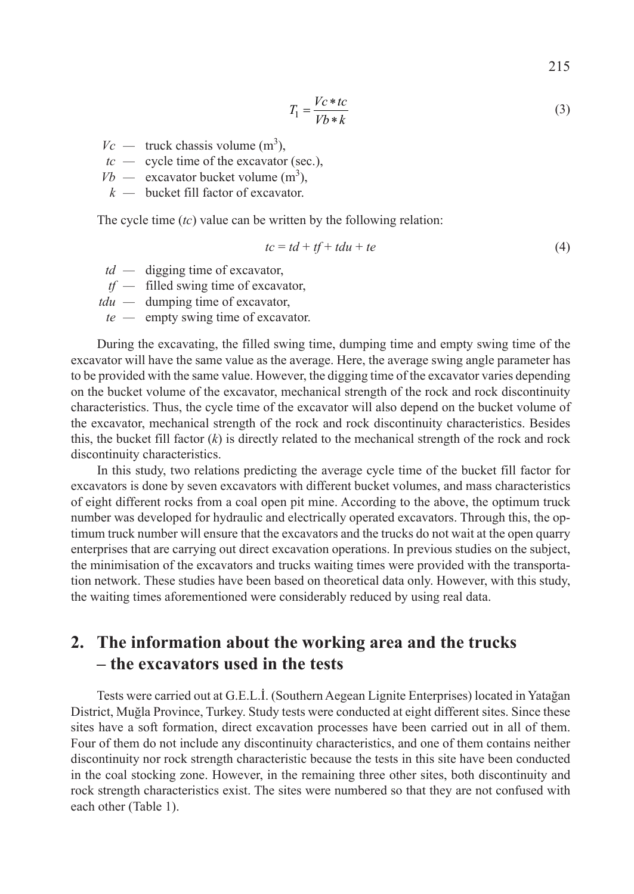$$T_1 = \frac{Vc * tc}{Vb * k} \tag{3}$$

$Vc$ — truck chassis volume ($m^3$),
$tc$ — cycle time of the excavator (sec.),
$Vb$ — excavator bucket volume ($m^3$),
$k$ — bucket fill factor of excavator.

The cycle time ($tc$) value can be written by the following relation:

$$tc = td + tf + tdu + te \tag{4}$$

$td$ — digging time of excavator,
$tf$ — filled swing time of excavator,
$tdu$ — dumping time of excavator,
$te$ — empty swing time of excavator.

During the excavating, the filled swing time, dumping time and empty swing time of the excavator will have the same value as the average. Here, the average swing angle parameter has to be provided with the same value. However, the digging time of the excavator varies depending on the bucket volume of the excavator, mechanical strength of the rock and rock discontinuity characteristics. Thus, the cycle time of the excavator will also depend on the bucket volume of the excavator, mechanical strength of the rock and rock discontinuity characteristics. Besides this, the bucket fill factor ($k$) is directly related to the mechanical strength of the rock and rock discontinuity characteristics.

In this study, two relations predicting the average cycle time of the bucket fill factor for excavators is done by seven excavators with different bucket volumes, and mass characteristics of eight different rocks from a coal open pit mine. According to the above, the optimum truck number was developed for hydraulic and electrically operated excavators. Through this, the optimum truck number will ensure that the excavators and the trucks do not wait at the open quarry enterprises that are carrying out direct excavation operations. In previous studies on the subject, the minimisation of the excavators and trucks waiting times were provided with the transportation network. These studies have been based on theoretical data only. However, with this study, the waiting times aforementioned were considerably reduced by using real data.

## 2. The information about the working area and the trucks – the excavators used in the tests

Tests were carried out at G.E.L.İ. (Southern Aegean Lignite Enterprises) located in Yatağan District, Muğla Province, Turkey. Study tests were conducted at eight different sites. Since these sites have a soft formation, direct excavation processes have been carried out in all of them. Four of them do not include any discontinuity characteristics, and one of them contains neither discontinuity nor rock strength characteristic because the tests in this site have been conducted in the coal stocking zone. However, in the remaining three other sites, both discontinuity and rock strength characteristics exist. The sites were numbered so that they are not confused with each other (Table 1).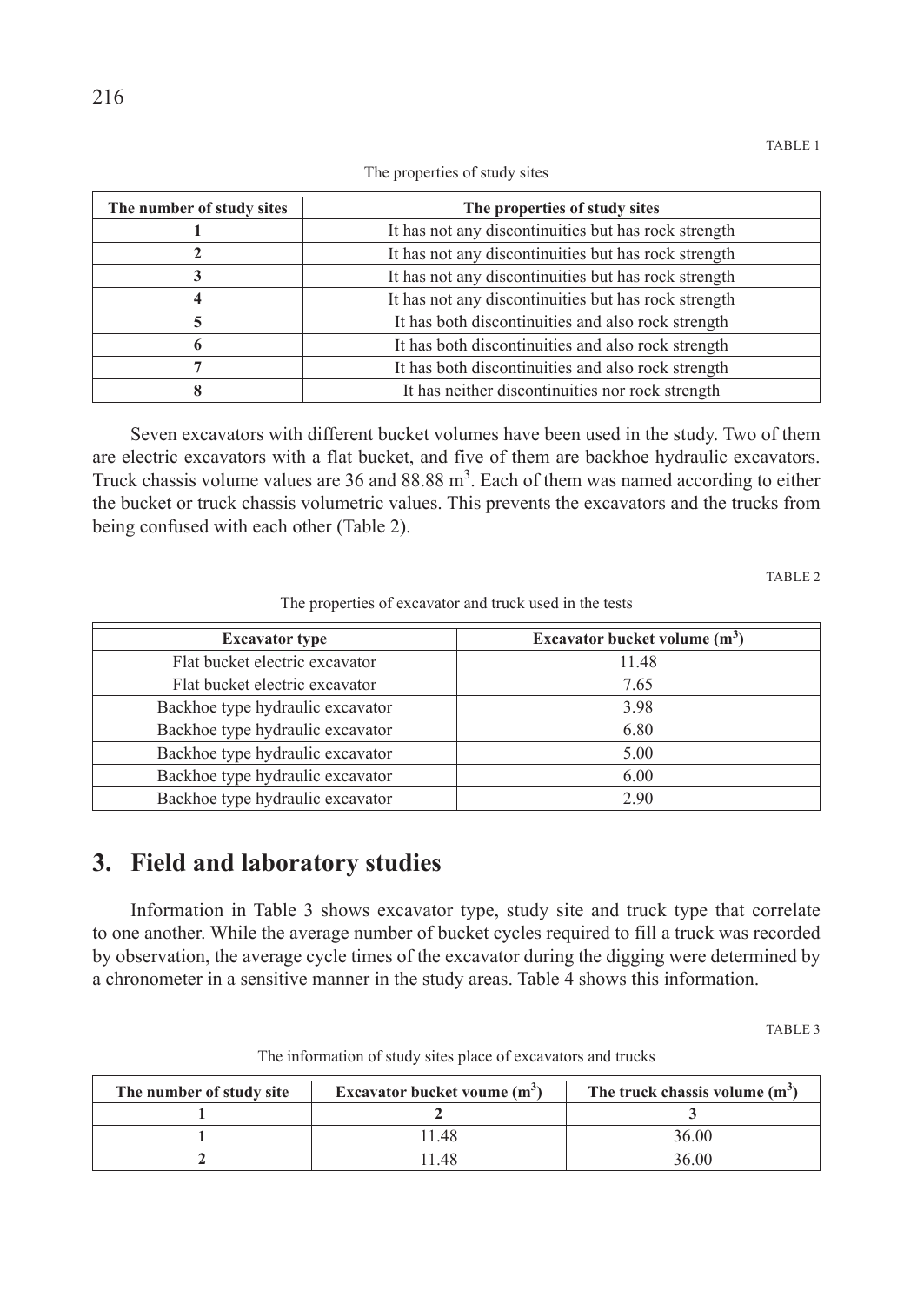TABLE 1

The properties of study sites

| The number of study sites | The properties of study sites |
|---|---|
| 1 | It has not any discontinuities but has rock strength |
| 2 | It has not any discontinuities but has rock strength |
| 3 | It has not any discontinuities but has rock strength |
| 4 | It has not any discontinuities but has rock strength |
| 5 | It has both discontinuities and also rock strength |
| 6 | It has both discontinuities and also rock strength |
| 7 | It has both discontinuities and also rock strength |
| 8 | It has neither discontinuities nor rock strength |

Seven excavators with different bucket volumes have been used in the study. Two of them are electric excavators with a flat bucket, and five of them are backhoe hydraulic excavators. Truck chassis volume values are 36 and 88.88 m$^3$. Each of them was named according to either the bucket or truck chassis volumetric values. This prevents the excavators and the trucks from being confused with each other (Table 2).

TABLE 2

The properties of excavator and truck used in the tests

| Excavator type | Excavator bucket volume (m$^3$) |
|---|---|
| Flat bucket electric excavator | 11.48 |
| Flat bucket electric excavator | 7.65 |
| Backhoe type hydraulic excavator | 3.98 |
| Backhoe type hydraulic excavator | 6.80 |
| Backhoe type hydraulic excavator | 5.00 |
| Backhoe type hydraulic excavator | 6.00 |
| Backhoe type hydraulic excavator | 2.90 |

## 3. Field and laboratory studies

Information in Table 3 shows excavator type, study site and truck type that correlate to one another. While the average number of bucket cycles required to fill a truck was recorded by observation, the average cycle times of the excavator during the digging were determined by a chronometer in a sensitive manner in the study areas. Table 4 shows this information.

TABLE 3

The information of study sites place of excavators and trucks

| The number of study site | Excavator bucket voume (m$^3$) | The truck chassis volume (m$^3$) |
|---|---|---|
| **1** | **2** | **3** |
| 1 | 11.48 | 36.00 |
| 2 | 11.48 | 36.00 |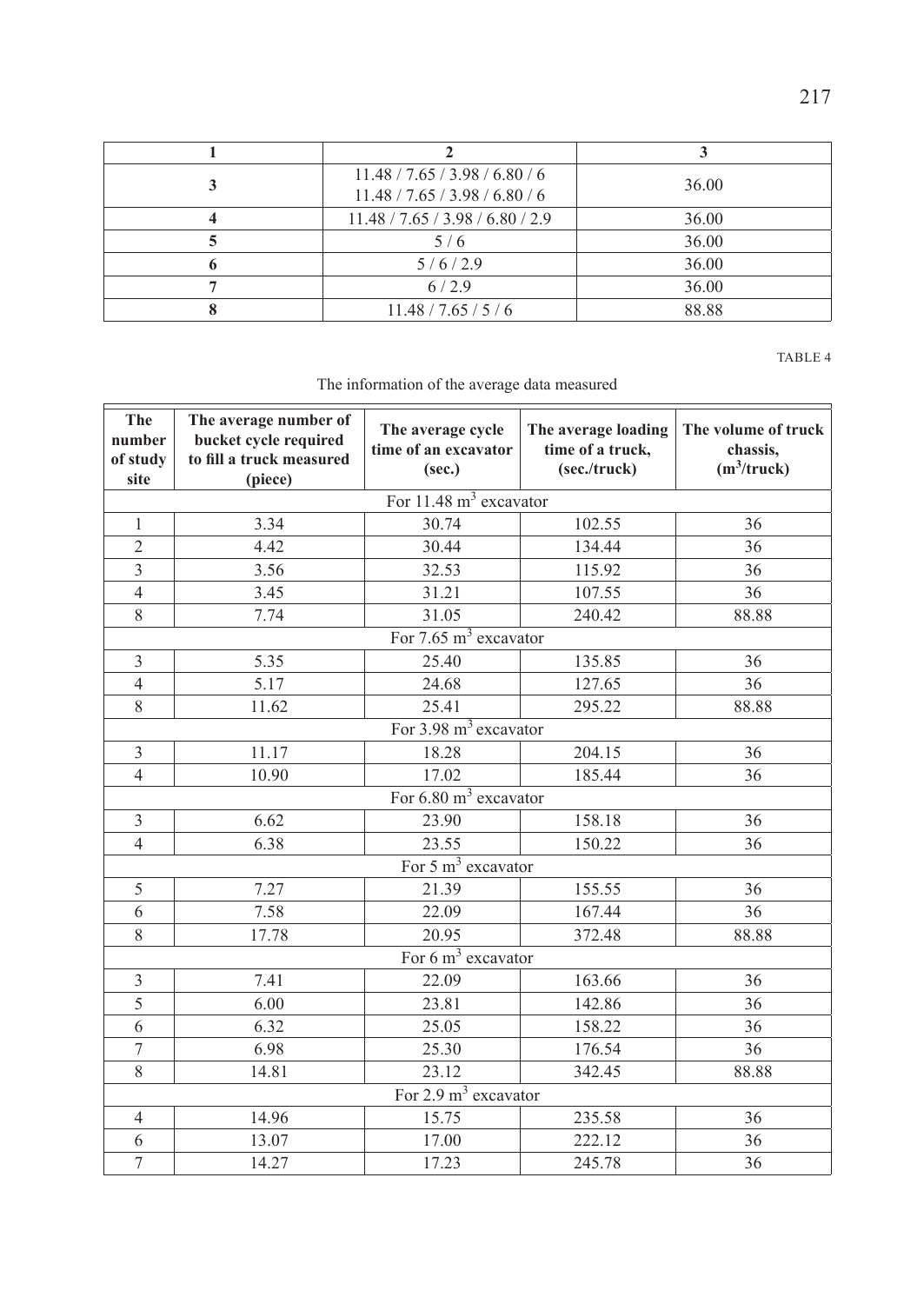| 1 | 2 | 3 |
|---|---|---|
| 3 | 11.48 / 7.65 / 3.98 / 6.80 / 6<br>11.48 / 7.65 / 3.98 / 6.80 / 6 | 36.00 |
| 4 | 11.48 / 7.65 / 3.98 / 6.80 / 2.9 | 36.00 |
| 5 | 5 / 6 | 36.00 |
| 6 | 5 / 6 / 2.9 | 36.00 |
| 7 | 6 / 2.9 | 36.00 |
| 8 | 11.48 / 7.65 / 5 / 6 | 88.88 |

TABLE 4

The information of the average data measured

| The number of study site | The average number of bucket cycle required to fill a truck measured (piece) | The average cycle time of an excavator (sec.) | The average loading time of a truck, (sec./truck) | The volume of truck chassis, ($m^3$/truck) |
|---|---|---|---|---|
| For 11.48 $m^3$ excavator | | | | |
| 1 | 3.34 | 30.74 | 102.55 | 36 |
| 2 | 4.42 | 30.44 | 134.44 | 36 |
| 3 | 3.56 | 32.53 | 115.92 | 36 |
| 4 | 3.45 | 31.21 | 107.55 | 36 |
| 8 | 7.74 | 31.05 | 240.42 | 88.88 |
| For 7.65 $m^3$ excavator | | | | |
| 3 | 5.35 | 25.40 | 135.85 | 36 |
| 4 | 5.17 | 24.68 | 127.65 | 36 |
| 8 | 11.62 | 25.41 | 295.22 | 88.88 |
| For 3.98 $m^3$ excavator | | | | |
| 3 | 11.17 | 18.28 | 204.15 | 36 |
| 4 | 10.90 | 17.02 | 185.44 | 36 |
| For 6.80 $m^3$ excavator | | | | |
| 3 | 6.62 | 23.90 | 158.18 | 36 |
| 4 | 6.38 | 23.55 | 150.22 | 36 |
| For 5 $m^3$ excavator | | | | |
| 5 | 7.27 | 21.39 | 155.55 | 36 |
| 6 | 7.58 | 22.09 | 167.44 | 36 |
| 8 | 17.78 | 20.95 | 372.48 | 88.88 |
| For 6 $m^3$ excavator | | | | |
| 3 | 7.41 | 22.09 | 163.66 | 36 |
| 5 | 6.00 | 23.81 | 142.86 | 36 |
| 6 | 6.32 | 25.05 | 158.22 | 36 |
| 7 | 6.98 | 25.30 | 176.54 | 36 |
| 8 | 14.81 | 23.12 | 342.45 | 88.88 |
| For 2.9 $m^3$ excavator | | | | |
| 4 | 14.96 | 15.75 | 235.58 | 36 |
| 6 | 13.07 | 17.00 | 222.12 | 36 |
| 7 | 14.27 | 17.23 | 245.78 | 36 |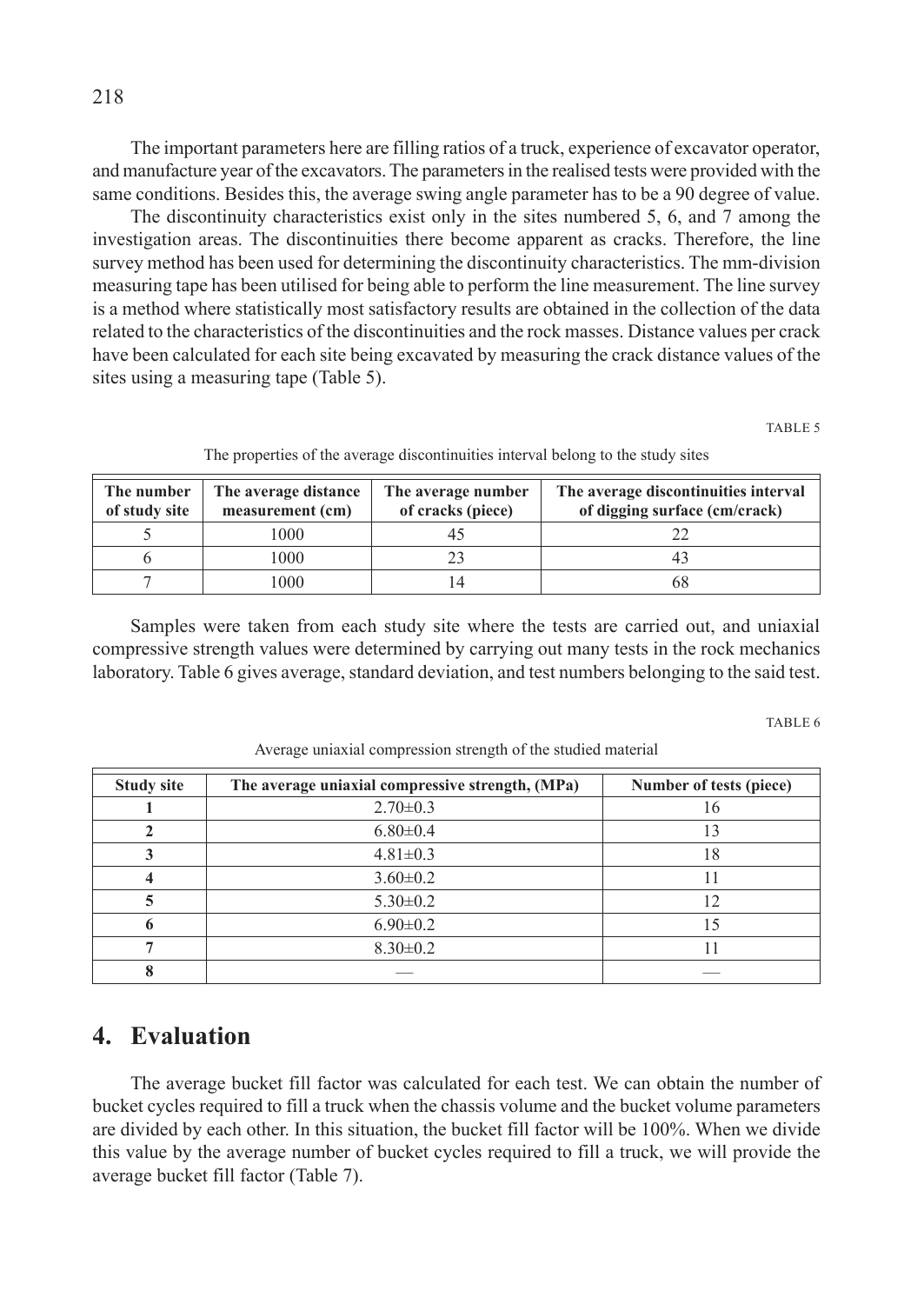The important parameters here are filling ratios of a truck, experience of excavator operator, and manufacture year of the excavators. The parameters in the realised tests were provided with the same conditions. Besides this, the average swing angle parameter has to be a 90 degree of value.

The discontinuity characteristics exist only in the sites numbered 5, 6, and 7 among the investigation areas. The discontinuities there become apparent as cracks. Therefore, the line survey method has been used for determining the discontinuity characteristics. The mm-division measuring tape has been utilised for being able to perform the line measurement. The line survey is a method where statistically most satisfactory results are obtained in the collection of the data related to the characteristics of the discontinuities and the rock masses. Distance values per crack have been calculated for each site being excavated by measuring the crack distance values of the sites using a measuring tape (Table 5).

TABLE 5

The properties of the average discontinuities interval belong to the study sites

| The number of study site | The average distance measurement (cm) | The average number of cracks (piece) | The average discontinuities interval of digging surface (cm/crack) |
|---|---|---|---|
| 5 | 1000 | 45 | 22 |
| 6 | 1000 | 23 | 43 |
| 7 | 1000 | 14 | 68 |

Samples were taken from each study site where the tests are carried out, and uniaxial compressive strength values were determined by carrying out many tests in the rock mechanics laboratory. Table 6 gives average, standard deviation, and test numbers belonging to the said test.

TABLE 6

Average uniaxial compression strength of the studied material

| Study site | The average uniaxial compressive strength, (MPa) | Number of tests (piece) |
|---|---|---|
| **1** | 2.70±0.3 | 16 |
| **2** | 6.80±0.4 | 13 |
| **3** | 4.81±0.3 | 18 |
| **4** | 3.60±0.2 | 11 |
| **5** | 5.30±0.2 | 12 |
| **6** | 6.90±0.2 | 15 |
| **7** | 8.30±0.2 | 11 |
| **8** | — | — |

## 4. Evaluation

The average bucket fill factor was calculated for each test. We can obtain the number of bucket cycles required to fill a truck when the chassis volume and the bucket volume parameters are divided by each other. In this situation, the bucket fill factor will be 100%. When we divide this value by the average number of bucket cycles required to fill a truck, we will provide the average bucket fill factor (Table 7).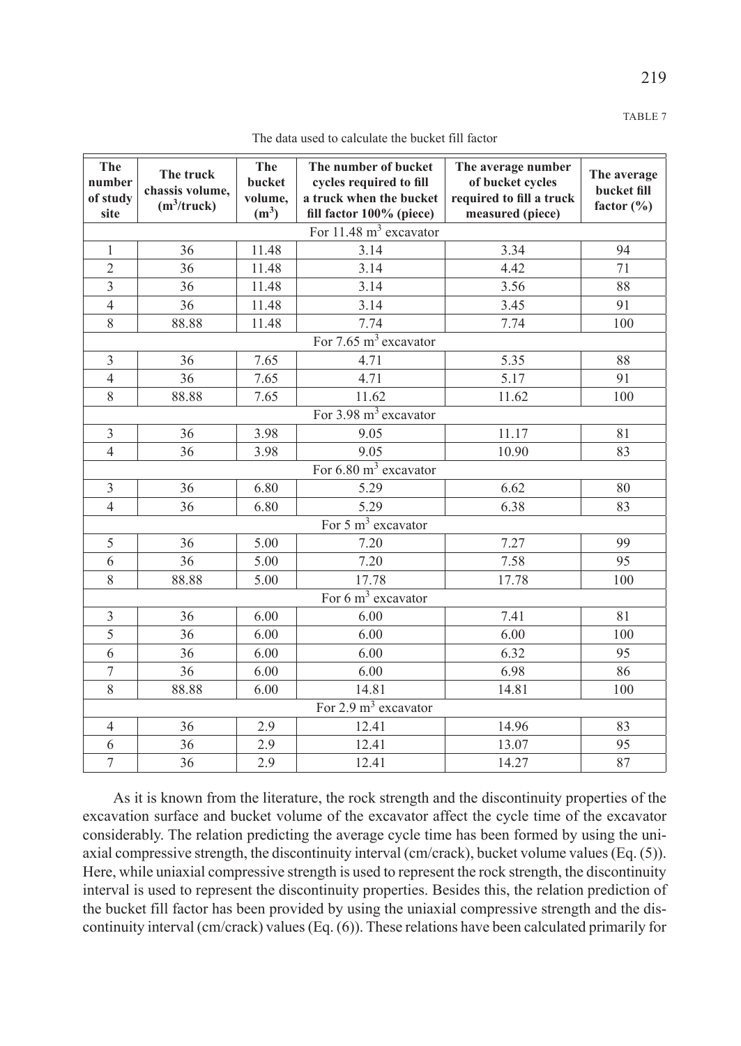TABLE 7

The data used to calculate the bucket fill factor

| The number of study site | The truck chassis volume, ($m^3$/truck) | The bucket volume, ($m^3$) | The number of bucket cycles required to fill a truck when the bucket fill factor 100% (piece) | The average number of bucket cycles required to fill a truck measured (piece) | The average bucket fill factor (%) |
|---|---|---|---|---|---|
| For 11.48 $m^3$ excavator | | | | | |
| 1 | 36 | 11.48 | 3.14 | 3.34 | 94 |
| 2 | 36 | 11.48 | 3.14 | 4.42 | 71 |
| 3 | 36 | 11.48 | 3.14 | 3.56 | 88 |
| 4 | 36 | 11.48 | 3.14 | 3.45 | 91 |
| 8 | 88.88 | 11.48 | 7.74 | 7.74 | 100 |
| For 7.65 $m^3$ excavator | | | | | |
| 3 | 36 | 7.65 | 4.71 | 5.35 | 88 |
| 4 | 36 | 7.65 | 4.71 | 5.17 | 91 |
| 8 | 88.88 | 7.65 | 11.62 | 11.62 | 100 |
| For 3.98 $m^3$ excavator | | | | | |
| 3 | 36 | 3.98 | 9.05 | 11.17 | 81 |
| 4 | 36 | 3.98 | 9.05 | 10.90 | 83 |
| For 6.80 $m^3$ excavator | | | | | |
| 3 | 36 | 6.80 | 5.29 | 6.62 | 80 |
| 4 | 36 | 6.80 | 5.29 | 6.38 | 83 |
| For 5 $m^3$ excavator | | | | | |
| 5 | 36 | 5.00 | 7.20 | 7.27 | 99 |
| 6 | 36 | 5.00 | 7.20 | 7.58 | 95 |
| 8 | 88.88 | 5.00 | 17.78 | 17.78 | 100 |
| For 6 $m^3$ excavator | | | | | |
| 3 | 36 | 6.00 | 6.00 | 7.41 | 81 |
| 5 | 36 | 6.00 | 6.00 | 6.00 | 100 |
| 6 | 36 | 6.00 | 6.00 | 6.32 | 95 |
| 7 | 36 | 6.00 | 6.00 | 6.98 | 86 |
| 8 | 88.88 | 6.00 | 14.81 | 14.81 | 100 |
| For 2.9 $m^3$ excavator | | | | | |
| 4 | 36 | 2.9 | 12.41 | 14.96 | 83 |
| 6 | 36 | 2.9 | 12.41 | 13.07 | 95 |
| 7 | 36 | 2.9 | 12.41 | 14.27 | 87 |

As it is known from the literature, the rock strength and the discontinuity properties of the excavation surface and bucket volume of the excavator affect the cycle time of the excavator considerably. The relation predicting the average cycle time has been formed by using the uniaxial compressive strength, the discontinuity interval (cm/crack), bucket volume values (Eq. (5)). Here, while uniaxial compressive strength is used to represent the rock strength, the discontinuity interval is used to represent the discontinuity properties. Besides this, the relation prediction of the bucket fill factor has been provided by using the uniaxial compressive strength and the discontinuity interval (cm/crack) values (Eq. (6)). These relations have been calculated primarily for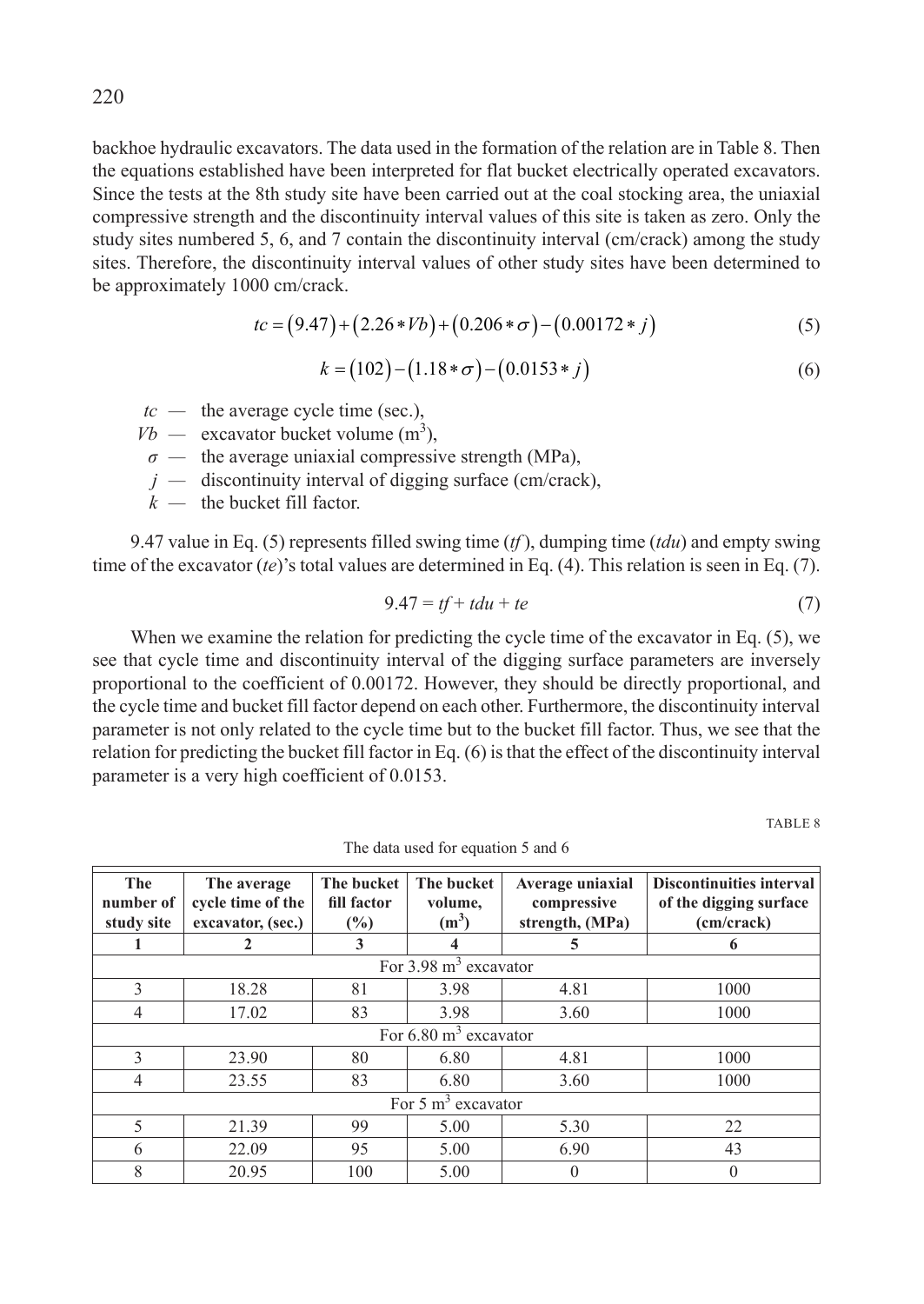backhoe hydraulic excavators. The data used in the formation of the relation are in Table 8. Then the equations established have been interpreted for flat bucket electrically operated excavators. Since the tests at the 8th study site have been carried out at the coal stocking area, the uniaxial compressive strength and the discontinuity interval values of this site is taken as zero. Only the study sites numbered 5, 6, and 7 contain the discontinuity interval (cm/crack) among the study sites. Therefore, the discontinuity interval values of other study sites have been determined to be approximately 1000 cm/crack.

$$tc = (9.47) + (2.26 * Vb) + (0.206 * \sigma) - (0.00172 * j) \tag{5}$$

$$k = (102) - (1.18 * \sigma) - (0.0153 * j) \tag{6}$$

- $tc$ — the average cycle time (sec.),
- $Vb$ — excavator bucket volume ($m^3$),
- $\sigma$ — the average uniaxial compressive strength (MPa),
- $j$ — discontinuity interval of digging surface (cm/crack),
- $k$ — the bucket fill factor.

9.47 value in Eq. (5) represents filled swing time ($tf$), dumping time ($tdu$) and empty swing time of the excavator ($te$)'s total values are determined in Eq. (4). This relation is seen in Eq. (7).

$$9.47 = tf + tdu + te \tag{7}$$

When we examine the relation for predicting the cycle time of the excavator in Eq. (5), we see that cycle time and discontinuity interval of the digging surface parameters are inversely proportional to the coefficient of 0.00172. However, they should be directly proportional, and the cycle time and bucket fill factor depend on each other. Furthermore, the discontinuity interval parameter is not only related to the cycle time but to the bucket fill factor. Thus, we see that the relation for predicting the bucket fill factor in Eq. (6) is that the effect of the discontinuity interval parameter is a very high coefficient of 0.0153.

TABLE 8

The data used for equation 5 and 6

| The number of study site | The average cycle time of the excavator, (sec.) | The bucket fill factor (%) | The bucket volume, ($m^3$) | Average uniaxial compressive strength, (MPa) | Discontinuities interval of the digging surface (cm/crack) |
|---|---|---|---|---|---|
| 1 | 2 | 3 | 4 | 5 | 6 |
| For 3.98 $m^3$ excavator | | | | | |
| 3 | 18.28 | 81 | 3.98 | 4.81 | 1000 |
| 4 | 17.02 | 83 | 3.98 | 3.60 | 1000 |
| For 6.80 $m^3$ excavator | | | | | |
| 3 | 23.90 | 80 | 6.80 | 4.81 | 1000 |
| 4 | 23.55 | 83 | 6.80 | 3.60 | 1000 |
| For 5 $m^3$ excavator | | | | | |
| 5 | 21.39 | 99 | 5.00 | 5.30 | 22 |
| 6 | 22.09 | 95 | 5.00 | 6.90 | 43 |
| 8 | 20.95 | 100 | 5.00 | 0 | 0 |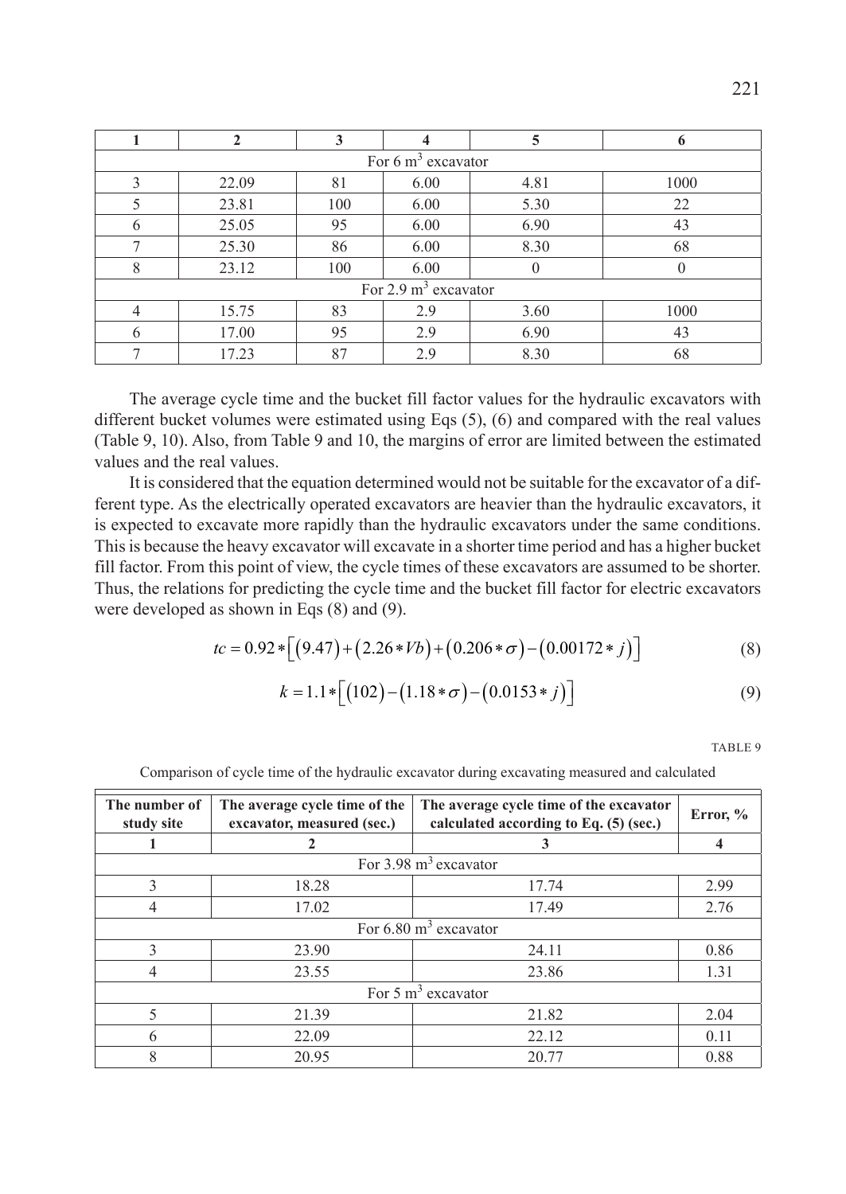| 1 | 2 | 3 | 4 | 5 | 6 |
|---|---|---|---|---|---|
| For 6 $m^3$ excavator | | | | | |
| 3 | 22.09 | 81 | 6.00 | 4.81 | 1000 |
| 5 | 23.81 | 100 | 6.00 | 5.30 | 22 |
| 6 | 25.05 | 95 | 6.00 | 6.90 | 43 |
| 7 | 25.30 | 86 | 6.00 | 8.30 | 68 |
| 8 | 23.12 | 100 | 6.00 | 0 | 0 |
| For 2.9 $m^3$ excavator | | | | | |
| 4 | 15.75 | 83 | 2.9 | 3.60 | 1000 |
| 6 | 17.00 | 95 | 2.9 | 6.90 | 43 |
| 7 | 17.23 | 87 | 2.9 | 8.30 | 68 |

The average cycle time and the bucket fill factor values for the hydraulic excavators with different bucket volumes were estimated using Eqs (5), (6) and compared with the real values (Table 9, 10). Also, from Table 9 and 10, the margins of error are limited between the estimated values and the real values.

It is considered that the equation determined would not be suitable for the excavator of a different type. As the electrically operated excavators are heavier than the hydraulic excavators, it is expected to excavate more rapidly than the hydraulic excavators under the same conditions. This is because the heavy excavator will excavate in a shorter time period and has a higher bucket fill factor. From this point of view, the cycle times of these excavators are assumed to be shorter. Thus, the relations for predicting the cycle time and the bucket fill factor for electric excavators were developed as shown in Eqs (8) and (9).

$$tc = 0.92 * \left[ (9.47) + (2.26 * Vb) + (0.206 * \sigma) - (0.00172 * j) \right] \tag{8}$$

$$k = 1.1 * \left[ (102) - (1.18 * \sigma) - (0.0153 * j) \right] \tag{9}$$

TABLE 9

Comparison of cycle time of the hydraulic excavator during excavating measured and calculated

| The number of study site | The average cycle time of the excavator, measured (sec.) | The average cycle time of the excavator calculated according to Eq. (5) (sec.) | Error, % |
|---|---|---|---|
| 1 | 2 | 3 | 4 |
| For 3.98 $m^3$ excavator | | | |
| 3 | 18.28 | 17.74 | 2.99 |
| 4 | 17.02 | 17.49 | 2.76 |
| For 6.80 $m^3$ excavator | | | |
| 3 | 23.90 | 24.11 | 0.86 |
| 4 | 23.55 | 23.86 | 1.31 |
| For 5 $m^3$ excavator | | | |
| 5 | 21.39 | 21.82 | 2.04 |
| 6 | 22.09 | 22.12 | 0.11 |
| 8 | 20.95 | 20.77 | 0.88 |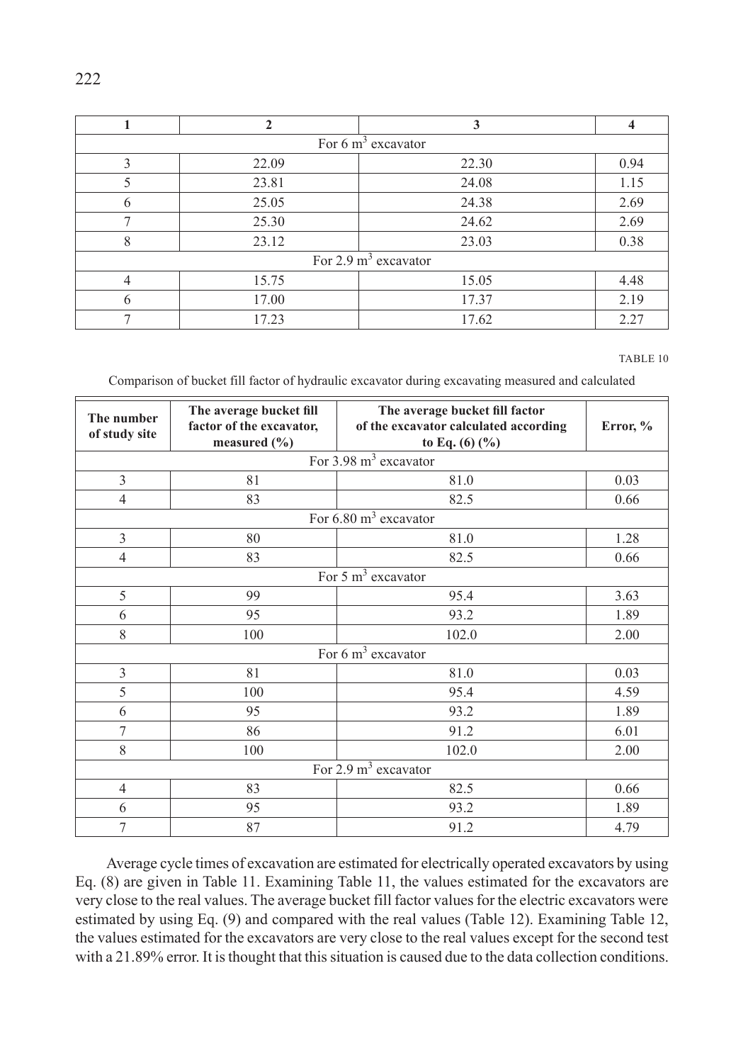| 1 | 2 | 3 | 4 |
|---|---|---|---|
| For 6 $m^3$ excavator | | | |
| 3 | 22.09 | 22.30 | 0.94 |
| 5 | 23.81 | 24.08 | 1.15 |
| 6 | 25.05 | 24.38 | 2.69 |
| 7 | 25.30 | 24.62 | 2.69 |
| 8 | 23.12 | 23.03 | 0.38 |
| For 2.9 $m^3$ excavator | | | |
| 4 | 15.75 | 15.05 | 4.48 |
| 6 | 17.00 | 17.37 | 2.19 |
| 7 | 17.23 | 17.62 | 2.27 |

TABLE 10

Comparison of bucket fill factor of hydraulic excavator during excavating measured and calculated

| The number of study site | The average bucket fill factor of the excavator, measured (%) | The average bucket fill factor of the excavator calculated according to Eq. (6) (%) | Error, % |
|---|---|---|---|
| For 3.98 $m^3$ excavator | | | |
| 3 | 81 | 81.0 | 0.03 |
| 4 | 83 | 82.5 | 0.66 |
| For 6.80 $m^3$ excavator | | | |
| 3 | 80 | 81.0 | 1.28 |
| 4 | 83 | 82.5 | 0.66 |
| For 5 $m^3$ excavator | | | |
| 5 | 99 | 95.4 | 3.63 |
| 6 | 95 | 93.2 | 1.89 |
| 8 | 100 | 102.0 | 2.00 |
| For 6 $m^3$ excavator | | | |
| 3 | 81 | 81.0 | 0.03 |
| 5 | 100 | 95.4 | 4.59 |
| 6 | 95 | 93.2 | 1.89 |
| 7 | 86 | 91.2 | 6.01 |
| 8 | 100 | 102.0 | 2.00 |
| For 2.9 $m^3$ excavator | | | |
| 4 | 83 | 82.5 | 0.66 |
| 6 | 95 | 93.2 | 1.89 |
| 7 | 87 | 91.2 | 4.79 |

Average cycle times of excavation are estimated for electrically operated excavators by using Eq. (8) are given in Table 11. Examining Table 11, the values estimated for the excavators are very close to the real values. The average bucket fill factor values for the electric excavators were estimated by using Eq. (9) and compared with the real values (Table 12). Examining Table 12, the values estimated for the excavators are very close to the real values except for the second test with a 21.89% error. It is thought that this situation is caused due to the data collection conditions.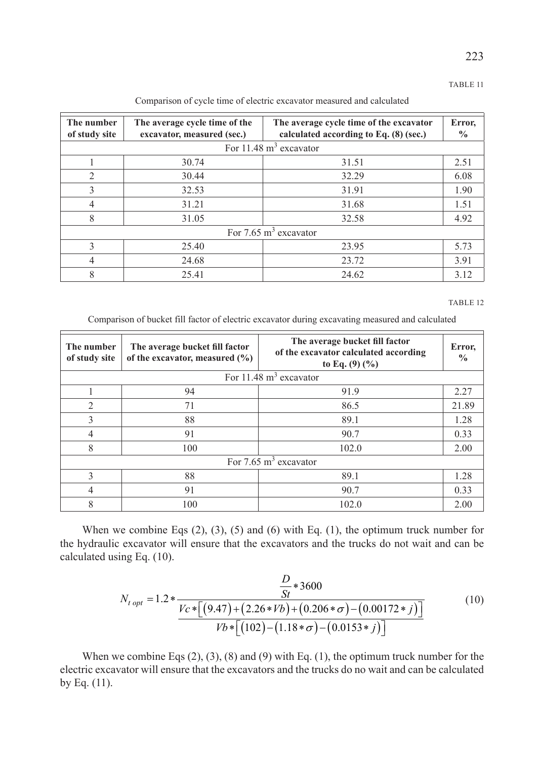TABLE 11

Comparison of cycle time of electric excavator measured and calculated

| The number of study site | The average cycle time of the excavator, measured (sec.) | The average cycle time of the excavator calculated according to Eq. (8) (sec.) | Error, % |
|---|---|---|---|
| For 11.48 $m^3$ excavator | | | |
| 1 | 30.74 | 31.51 | 2.51 |
| 2 | 30.44 | 32.29 | 6.08 |
| 3 | 32.53 | 31.91 | 1.90 |
| 4 | 31.21 | 31.68 | 1.51 |
| 8 | 31.05 | 32.58 | 4.92 |
| For 7.65 $m^3$ excavator | | | |
| 3 | 25.40 | 23.95 | 5.73 |
| 4 | 24.68 | 23.72 | 3.91 |
| 8 | 25.41 | 24.62 | 3.12 |

TABLE 12

Comparison of bucket fill factor of electric excavator during excavating measured and calculated

| The number of study site | The average bucket fill factor of the excavator, measured (%) | The average bucket fill factor of the excavator calculated according to Eq. (9) (%) | Error, % |
|---|---|---|---|
| For 11.48 $m^3$ excavator | | | |
| 1 | 94 | 91.9 | 2.27 |
| 2 | 71 | 86.5 | 21.89 |
| 3 | 88 | 89.1 | 1.28 |
| 4 | 91 | 90.7 | 0.33 |
| 8 | 100 | 102.0 | 2.00 |
| For 7.65 $m^3$ excavator | | | |
| 3 | 88 | 89.1 | 1.28 |
| 4 | 91 | 90.7 | 0.33 |
| 8 | 100 | 102.0 | 2.00 |

When we combine Eqs (2), (3), (5) and (6) with Eq. (1), the optimum truck number for the hydraulic excavator will ensure that the excavators and the trucks do not wait and can be calculated using Eq. (10).

$$N_{t\ opt} = 1.2 * \frac{\dfrac{D}{St} * 3600}{\dfrac{Vc * \left[(9.47) + (2.26 * Vb) + (0.206 * \sigma) - (0.00172 * j)\right]}{Vb * \left[(102) - (1.18 * \sigma) - (0.0153 * j)\right]}} \tag{10}$$

When we combine Eqs (2), (3), (8) and (9) with Eq. (1), the optimum truck number for the electric excavator will ensure that the excavators and the trucks do no wait and can be calculated by Eq. (11).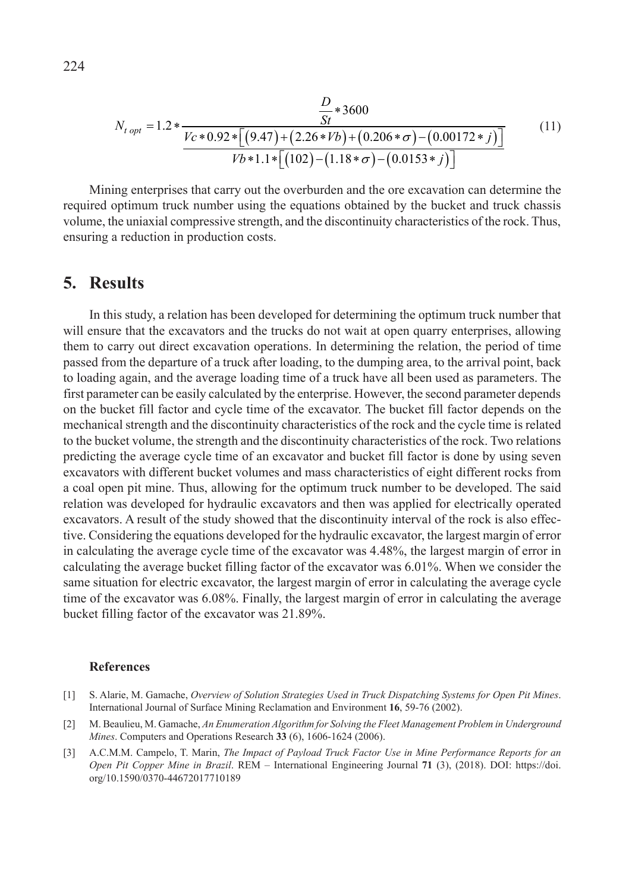$$N_{t\,opt} = 1.2 * \frac{\frac{D}{St} * 3600}{\frac{Vc * 0.92 * \left[ (9.47) + (2.26 * Vb) + (0.206 * \sigma) - (0.00172 * j) \right]}{Vb * 1.1 * \left[ (102) - (1.18 * \sigma) - (0.0153 * j) \right]}} \tag{11}$$

Mining enterprises that carry out the overburden and the ore excavation can determine the required optimum truck number using the equations obtained by the bucket and truck chassis volume, the uniaxial compressive strength, and the discontinuity characteristics of the rock. Thus, ensuring a reduction in production costs.

## 5. Results

In this study, a relation has been developed for determining the optimum truck number that will ensure that the excavators and the trucks do not wait at open quarry enterprises, allowing them to carry out direct excavation operations. In determining the relation, the period of time passed from the departure of a truck after loading, to the dumping area, to the arrival point, back to loading again, and the average loading time of a truck have all been used as parameters. The first parameter can be easily calculated by the enterprise. However, the second parameter depends on the bucket fill factor and cycle time of the excavator. The bucket fill factor depends on the mechanical strength and the discontinuity characteristics of the rock and the cycle time is related to the bucket volume, the strength and the discontinuity characteristics of the rock. Two relations predicting the average cycle time of an excavator and bucket fill factor is done by using seven excavators with different bucket volumes and mass characteristics of eight different rocks from a coal open pit mine. Thus, allowing for the optimum truck number to be developed. The said relation was developed for hydraulic excavators and then was applied for electrically operated excavators. A result of the study showed that the discontinuity interval of the rock is also effective. Considering the equations developed for the hydraulic excavator, the largest margin of error in calculating the average cycle time of the excavator was 4.48%, the largest margin of error in calculating the average bucket filling factor of the excavator was 6.01%. When we consider the same situation for electric excavator, the largest margin of error in calculating the average cycle time of the excavator was 6.08%. Finally, the largest margin of error in calculating the average bucket filling factor of the excavator was 21.89%.

### References

[1] S. Alarie, M. Gamache, *Overview of Solution Strategies Used in Truck Dispatching Systems for Open Pit Mines*. International Journal of Surface Mining Reclamation and Environment **16**, 59-76 (2002).

[2] M. Beaulieu, M. Gamache, *An Enumeration Algorithm for Solving the Fleet Management Problem in Underground Mines*. Computers and Operations Research **33** (6), 1606-1624 (2006).

[3] A.C.M.M. Campelo, T. Marin, *The Impact of Payload Truck Factor Use in Mine Performance Reports for an Open Pit Copper Mine in Brazil*. REM – International Engineering Journal **71** (3), (2018). DOI: https://doi.org/10.1590/0370-44672017710189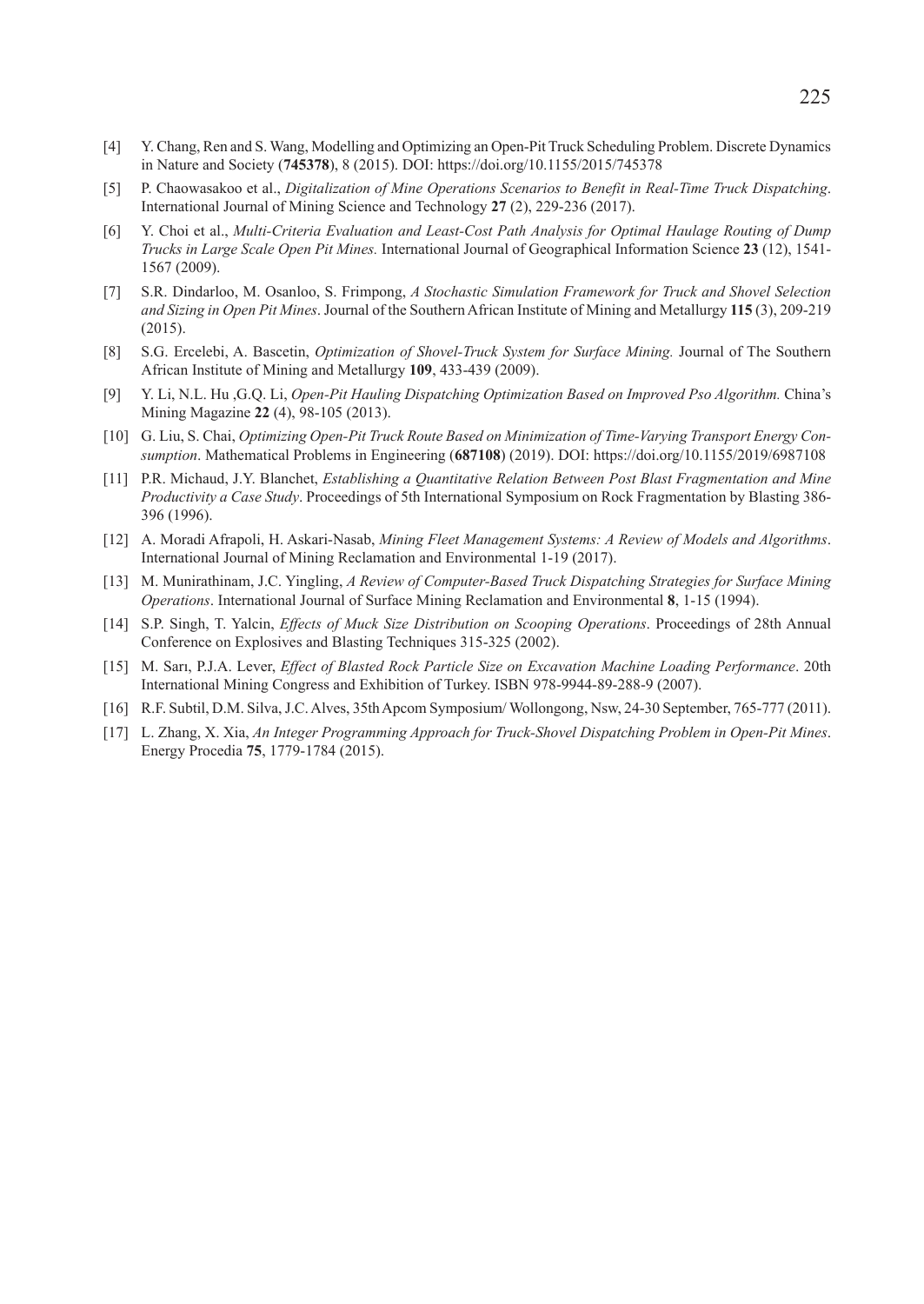[4] Y. Chang, Ren and S. Wang, Modelling and Optimizing an Open-Pit Truck Scheduling Problem. Discrete Dynamics in Nature and Society (**745378**), 8 (2015). DOI: https://doi.org/10.1155/2015/745378

[5] P. Chaowasakoo et al., *Digitalization of Mine Operations Scenarios to Benefit in Real-Time Truck Dispatching*. International Journal of Mining Science and Technology **27** (2), 229-236 (2017).

[6] Y. Choi et al., *Multi-Criteria Evaluation and Least-Cost Path Analysis for Optimal Haulage Routing of Dump Trucks in Large Scale Open Pit Mines.* International Journal of Geographical Information Science **23** (12), 1541-1567 (2009).

[7] S.R. Dindarloo, M. Osanloo, S. Frimpong, *A Stochastic Simulation Framework for Truck and Shovel Selection and Sizing in Open Pit Mines*. Journal of the Southern African Institute of Mining and Metallurgy **115** (3), 209-219 (2015).

[8] S.G. Ercelebi, A. Bascetin, *Optimization of Shovel-Truck System for Surface Mining.* Journal of The Southern African Institute of Mining and Metallurgy **109**, 433-439 (2009).

[9] Y. Li, N.L. Hu ,G.Q. Li, *Open-Pit Hauling Dispatching Optimization Based on Improved Pso Algorithm.* China's Mining Magazine **22** (4), 98-105 (2013).

[10] G. Liu, S. Chai, *Optimizing Open-Pit Truck Route Based on Minimization of Time-Varying Transport Energy Consumption*. Mathematical Problems in Engineering (**687108**) (2019). DOI: https://doi.org/10.1155/2019/6987108

[11] P.R. Michaud, J.Y. Blanchet, *Establishing a Quantitative Relation Between Post Blast Fragmentation and Mine Productivity a Case Study*. Proceedings of 5th International Symposium on Rock Fragmentation by Blasting 386-396 (1996).

[12] A. Moradi Afrapoli, H. Askari-Nasab, *Mining Fleet Management Systems: A Review of Models and Algorithms*. International Journal of Mining Reclamation and Environmental 1-19 (2017).

[13] M. Munirathinam, J.C. Yingling, *A Review of Computer-Based Truck Dispatching Strategies for Surface Mining Operations*. International Journal of Surface Mining Reclamation and Environmental **8**, 1-15 (1994).

[14] S.P. Singh, T. Yalcin, *Effects of Muck Size Distribution on Scooping Operations*. Proceedings of 28th Annual Conference on Explosives and Blasting Techniques 315-325 (2002).

[15] M. Sarı, P.J.A. Lever, *Effect of Blasted Rock Particle Size on Excavation Machine Loading Performance*. 20th International Mining Congress and Exhibition of Turkey. ISBN 978-9944-89-288-9 (2007).

[16] R.F. Subtil, D.M. Silva, J.C. Alves, 35th Apcom Symposium/ Wollongong, Nsw, 24-30 September, 765-777 (2011).

[17] L. Zhang, X. Xia, *An Integer Programming Approach for Truck-Shovel Dispatching Problem in Open-Pit Mines*. Energy Procedia **75**, 1779-1784 (2015).